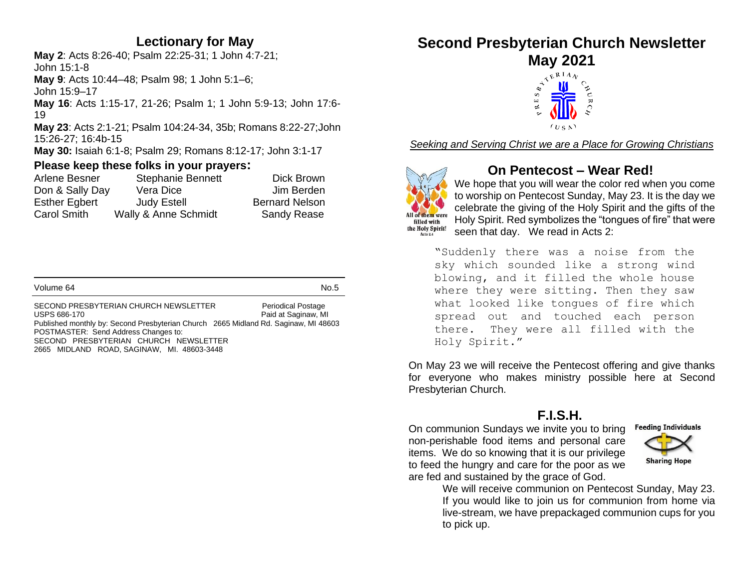## Lectionary for May

**May 2**: Acts 8:26-40; Psalm 22:25-31; 1 John 4:7-21; John 15:1-8
**May 9**: Acts 10:44–48; Psalm 98; 1 John 5:1–6; John 15:9–17
**May 16**: Acts 1:15-17, 21-26; Psalm 1; 1 John 5:9-13; John 17:6-19
**May 23**: Acts 2:1-21; Psalm 104:24-34, 35b; Romans 8:22-27;John 15:26-27; 16:4b-15
**May 30:** Isaiah 6:1-8; Psalm 29; Romans 8:12-17; John 3:1-17

### Please keep these folks in your prayers:

| | | |
|---|---|---|
| Arlene Besner | Stephanie Bennett | Dick Brown |
| Don & Sally Day | Vera Dice | Jim Berden |
| Esther Egbert | Judy Estell | Bernard Nelson |
| Carol Smith | Wally & Anne Schmidt | Sandy Rease |

Volume 64 No.5

SECOND PRESBYTERIAN CHURCH NEWSLETTER Periodical Postage
USPS 686-170 Paid at Saginaw, MI
Published monthly by: Second Presbyterian Church 2665 Midland Rd. Saginaw, MI 48603
POSTMASTER: Send Address Changes to:
SECOND PRESBYTERIAN CHURCH NEWSLETTER
2665 MIDLAND ROAD, SAGINAW, MI. 48603-3448

# Second Presbyterian Church Newsletter May 2021

*Seeking and Serving Christ we are a Place for Growing Christians*

## On Pentecost – Wear Red!

All of them were filled with the Holy Spirit! Acts 2:4

We hope that you will wear the color red when you come to worship on Pentecost Sunday, May 23. It is the day we celebrate the giving of the Holy Spirit and the gifts of the Holy Spirit. Red symbolizes the "tongues of fire" that were seen that day. We read in Acts 2:

> "Suddenly there was a noise from the sky which sounded like a strong wind blowing, and it filled the whole house where they were sitting. Then they saw what looked like tongues of fire which spread out and touched each person there. They were all filled with the Holy Spirit."

On May 23 we will receive the Pentecost offering and give thanks for everyone who makes ministry possible here at Second Presbyterian Church.

## F.I.S.H.

Feeding Individuals Sharing Hope

On communion Sundays we invite you to bring non-perishable food items and personal care items. We do so knowing that it is our privilege to feed the hungry and care for the poor as we are fed and sustained by the grace of God.

We will receive communion on Pentecost Sunday, May 23. If you would like to join us for communion from home via live-stream, we have prepackaged communion cups for you to pick up.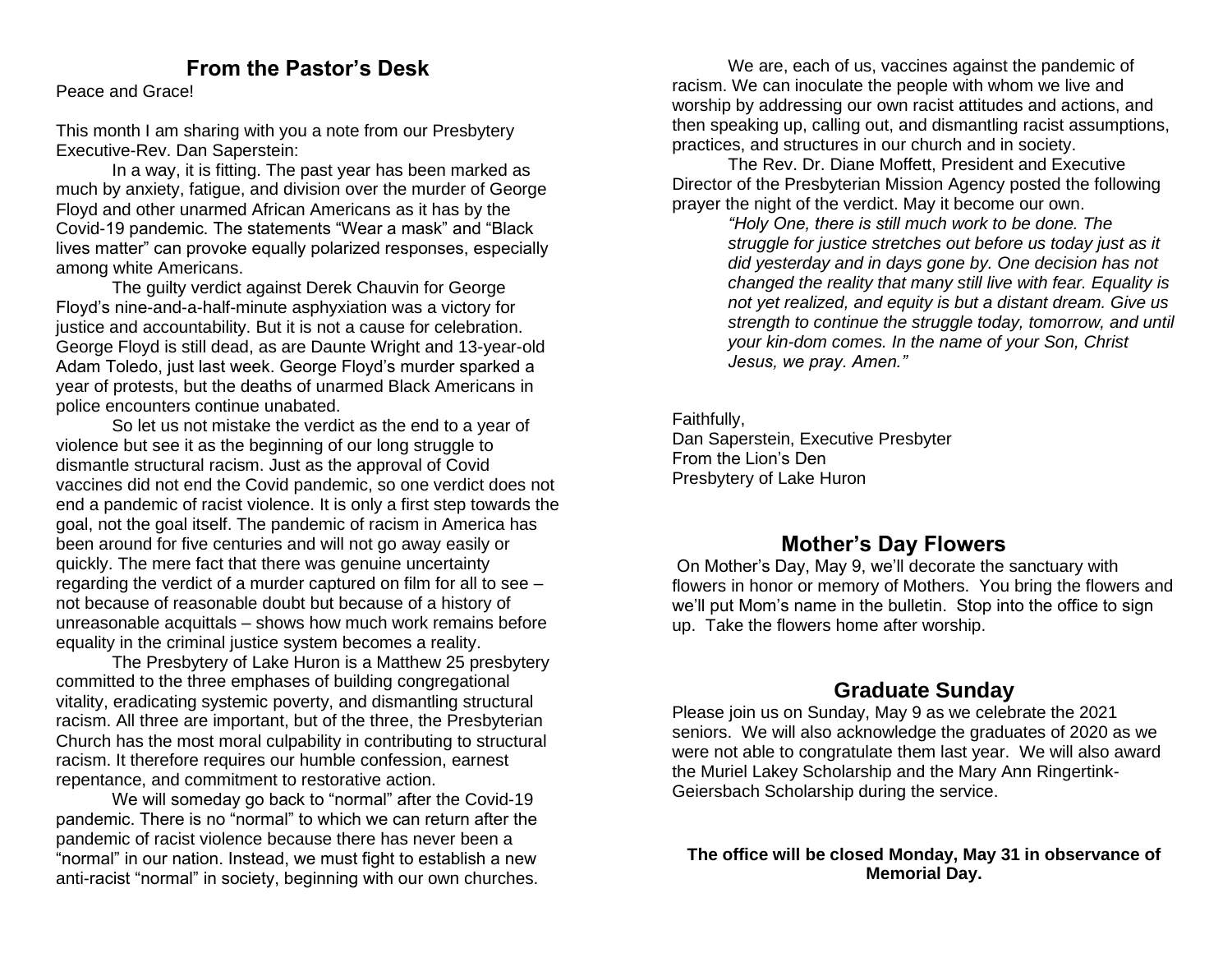## From the Pastor's Desk

Peace and Grace!

This month I am sharing with you a note from our Presbytery Executive-Rev. Dan Saperstein:

In a way, it is fitting. The past year has been marked as much by anxiety, fatigue, and division over the murder of George Floyd and other unarmed African Americans as it has by the Covid-19 pandemic. The statements "Wear a mask" and "Black lives matter" can provoke equally polarized responses, especially among white Americans.

The guilty verdict against Derek Chauvin for George Floyd's nine-and-a-half-minute asphyxiation was a victory for justice and accountability. But it is not a cause for celebration. George Floyd is still dead, as are Daunte Wright and 13-year-old Adam Toledo, just last week. George Floyd's murder sparked a year of protests, but the deaths of unarmed Black Americans in police encounters continue unabated.

So let us not mistake the verdict as the end to a year of violence but see it as the beginning of our long struggle to dismantle structural racism. Just as the approval of Covid vaccines did not end the Covid pandemic, so one verdict does not end a pandemic of racist violence. It is only a first step towards the goal, not the goal itself. The pandemic of racism in America has been around for five centuries and will not go away easily or quickly. The mere fact that there was genuine uncertainty regarding the verdict of a murder captured on film for all to see – not because of reasonable doubt but because of a history of unreasonable acquittals – shows how much work remains before equality in the criminal justice system becomes a reality.

The Presbytery of Lake Huron is a Matthew 25 presbytery committed to the three emphases of building congregational vitality, eradicating systemic poverty, and dismantling structural racism. All three are important, but of the three, the Presbyterian Church has the most moral culpability in contributing to structural racism. It therefore requires our humble confession, earnest repentance, and commitment to restorative action.

We will someday go back to "normal" after the Covid-19 pandemic. There is no "normal" to which we can return after the pandemic of racist violence because there has never been a "normal" in our nation. Instead, we must fight to establish a new anti-racist "normal" in society, beginning with our own churches.

We are, each of us, vaccines against the pandemic of racism. We can inoculate the people with whom we live and worship by addressing our own racist attitudes and actions, and then speaking up, calling out, and dismantling racist assumptions, practices, and structures in our church and in society.

The Rev. Dr. Diane Moffett, President and Executive Director of the Presbyterian Mission Agency posted the following prayer the night of the verdict. May it become our own.

> *"Holy One, there is still much work to be done. The struggle for justice stretches out before us today just as it did yesterday and in days gone by. One decision has not changed the reality that many still live with fear. Equality is not yet realized, and equity is but a distant dream. Give us strength to continue the struggle today, tomorrow, and until your kin-dom comes. In the name of your Son, Christ Jesus, we pray. Amen."*

Faithfully,
Dan Saperstein, Executive Presbyter
From the Lion's Den
Presbytery of Lake Huron

## Mother's Day Flowers

On Mother's Day, May 9, we'll decorate the sanctuary with flowers in honor or memory of Mothers. You bring the flowers and we'll put Mom's name in the bulletin. Stop into the office to sign up. Take the flowers home after worship.

## Graduate Sunday

Please join us on Sunday, May 9 as we celebrate the 2021 seniors. We will also acknowledge the graduates of 2020 as we were not able to congratulate them last year. We will also award the Muriel Lakey Scholarship and the Mary Ann Ringertink-Geiersbach Scholarship during the service.

**The office will be closed Monday, May 31 in observance of Memorial Day.**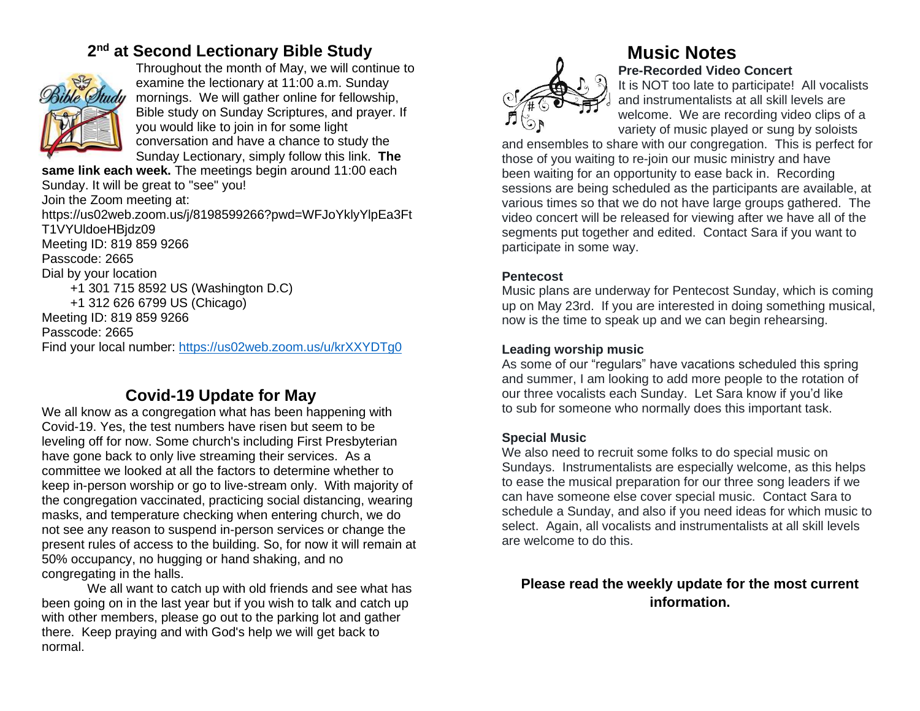## 2nd at Second Lectionary Bible Study

Throughout the month of May, we will continue to examine the lectionary at 11:00 a.m. Sunday mornings. We will gather online for fellowship, Bible study on Sunday Scriptures, and prayer. If you would like to join in for some light conversation and have a chance to study the Sunday Lectionary, simply follow this link. **The same link each week.** The meetings begin around 11:00 each Sunday. It will be great to "see" you!

Join the Zoom meeting at:
https://us02web.zoom.us/j/8198599266?pwd=WFJoYklyYlpEa3FtT1VYUldoeHBjdz09
Meeting ID: 819 859 9266
Passcode: 2665
Dial by your location
+1 301 715 8592 US (Washington D.C)
+1 312 626 6799 US (Chicago)
Meeting ID: 819 859 9266
Passcode: 2665
Find your local number: https://us02web.zoom.us/u/krXXYDTg0

## Covid-19 Update for May

We all know as a congregation what has been happening with Covid-19. Yes, the test numbers have risen but seem to be leveling off for now. Some church's including First Presbyterian have gone back to only live streaming their services. As a committee we looked at all the factors to determine whether to keep in-person worship or go to live-stream only. With majority of the congregation vaccinated, practicing social distancing, wearing masks, and temperature checking when entering church, we do not see any reason to suspend in-person services or change the present rules of access to the building. So, for now it will remain at 50% occupancy, no hugging or hand shaking, and no congregating in the halls.

We all want to catch up with old friends and see what has been going on in the last year but if you wish to talk and catch up with other members, please go out to the parking lot and gather there. Keep praying and with God's help we will get back to normal.

## Music Notes

**Pre-Recorded Video Concert**

It is NOT too late to participate! All vocalists and instrumentalists at all skill levels are welcome. We are recording video clips of a variety of music played or sung by soloists and ensembles to share with our congregation. This is perfect for those of you waiting to re-join our music ministry and have been waiting for an opportunity to ease back in. Recording sessions are being scheduled as the participants are available, at various times so that we do not have large groups gathered. The video concert will be released for viewing after we have all of the segments put together and edited. Contact Sara if you want to participate in some way.

**Pentecost**

Music plans are underway for Pentecost Sunday, which is coming up on May 23rd. If you are interested in doing something musical, now is the time to speak up and we can begin rehearsing.

**Leading worship music**

As some of our "regulars" have vacations scheduled this spring and summer, I am looking to add more people to the rotation of our three vocalists each Sunday. Let Sara know if you'd like to sub for someone who normally does this important task.

**Special Music**

We also need to recruit some folks to do special music on Sundays. Instrumentalists are especially welcome, as this helps to ease the musical preparation for our three song leaders if we can have someone else cover special music. Contact Sara to schedule a Sunday, and also if you need ideas for which music to select. Again, all vocalists and instrumentalists at all skill levels are welcome to do this.

**Please read the weekly update for the most current information.**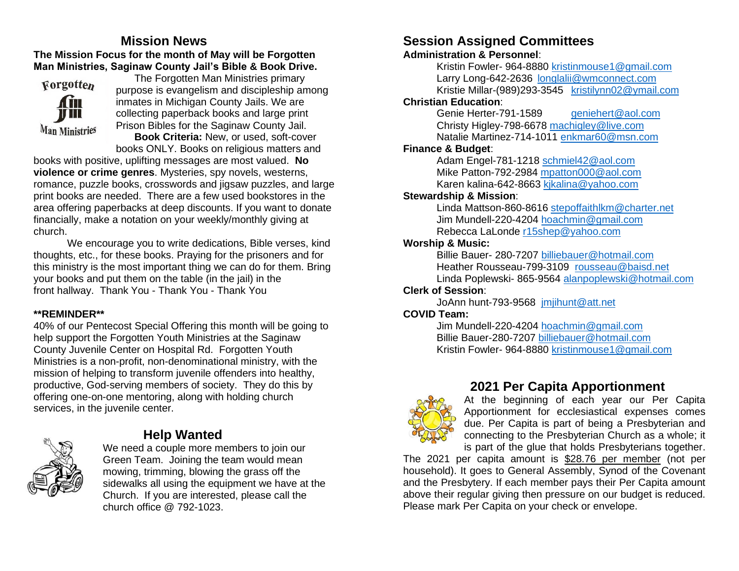## Mission News

**The Mission Focus for the month of May will be Forgotten Man Ministries, Saginaw County Jail's Bible & Book Drive.**

The Forgotten Man Ministries primary purpose is evangelism and discipleship among inmates in Michigan County Jails. We are collecting paperback books and large print Prison Bibles for the Saginaw County Jail.

**Book Criteria:** New, or used, soft-cover books ONLY. Books on religious matters and books with positive, uplifting messages are most valued. **No violence or crime genres**. Mysteries, spy novels, westerns, romance, puzzle books, crosswords and jigsaw puzzles, and large print books are needed. There are a few used bookstores in the area offering paperbacks at deep discounts. If you want to donate financially, make a notation on your weekly/monthly giving at church.

We encourage you to write dedications, Bible verses, kind thoughts, etc., for these books. Praying for the prisoners and for this ministry is the most important thing we can do for them. Bring your books and put them on the table (in the jail) in the front hallway. Thank You - Thank You - Thank You

**\*\*REMINDER\*\***

40% of our Pentecost Special Offering this month will be going to help support the Forgotten Youth Ministries at the Saginaw County Juvenile Center on Hospital Rd. Forgotten Youth Ministries is a non-profit, non-denominational ministry, with the mission of helping to transform juvenile offenders into healthy, productive, God-serving members of society. They do this by offering one-on-one mentoring, along with holding church services, in the juvenile center.

## Help Wanted

We need a couple more members to join our Green Team. Joining the team would mean mowing, trimming, blowing the grass off the sidewalks all using the equipment we have at the Church. If you are interested, please call the church office @ 792-1023.

## Session Assigned Committees

**Administration & Personnel**:
- Kristin Fowler- 964-8880 kristinmouse1@gmail.com
- Larry Long-642-2636 longlalii@wmconnect.com
- Kristie Millar-(989)293-3545 kristilynn02@ymail.com

**Christian Education**:
- Genie Herter-791-1589 geniehert@aol.com
- Christy Higley-798-6678 machigley@live.com
- Natalie Martinez-714-1011 enkmar60@msn.com

**Finance & Budget**:
- Adam Engel-781-1218 schmiel42@aol.com
- Mike Patton-792-2984 mpatton000@aol.com
- Karen kalina-642-8663 kjkalina@yahoo.com

**Stewardship & Mission**:
- Linda Mattson-860-8616 stepoffaithlkm@charter.net
- Jim Mundell-220-4204 hoachmin@gmail.com
- Rebecca LaLonde r15shep@yahoo.com

**Worship & Music:**
- Billie Bauer- 280-7207 billiebauer@hotmail.com
- Heather Rousseau-799-3109 rousseau@baisd.net
- Linda Poplewski- 865-9564 alanpoplewski@hotmail.com

**Clerk of Session**:
- JoAnn hunt-793-9568 jmjihunt@att.net

**COVID Team:**
- Jim Mundell-220-4204 hoachmin@gmail.com
- Billie Bauer-280-7207 billiebauer@hotmail.com
- Kristin Fowler- 964-8880 kristinmouse1@gmail.com

## 2021 Per Capita Apportionment

At the beginning of each year our Per Capita Apportionment for ecclesiastical expenses comes due. Per Capita is part of being a Presbyterian and connecting to the Presbyterian Church as a whole; it is part of the glue that holds Presbyterians together. The 2021 per capita amount is $28.76 per member (not per household). It goes to General Assembly, Synod of the Covenant and the Presbytery. If each member pays their Per Capita amount above their regular giving then pressure on our budget is reduced. Please mark Per Capita on your check or envelope.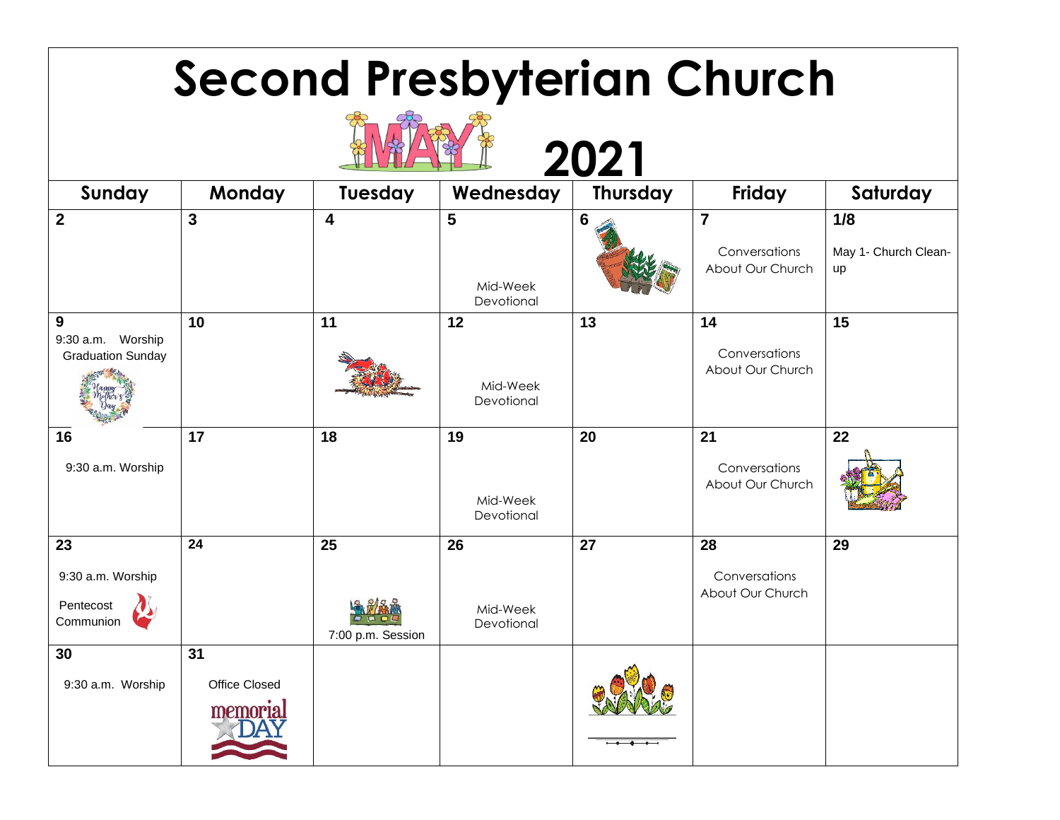# Second Presbyterian Church

## MAY 2021

| Sunday | Monday | Tuesday | Wednesday | Thursday | Friday | Saturday |
|---|---|---|---|---|---|---|
| 2 | 3 | 4 | 5 Mid-Week Devotional | 6 | 7 Conversations About Our Church | 1/8 May 1- Church Clean-up |
| 9 9:30 a.m. Worship Graduation Sunday | 10 | 11 | 12 Mid-Week Devotional | 13 | 14 Conversations About Our Church | 15 |
| 16 9:30 a.m. Worship | 17 | 18 | 19 Mid-Week Devotional | 20 | 21 Conversations About Our Church | 22 |
| 23 9:30 a.m. Worship Pentecost Communion | 24 | 25 7:00 p.m. Session | 26 Mid-Week Devotional | 27 | 28 Conversations About Our Church | 29 |
| 30 9:30 a.m. Worship | 31 Office Closed memorial DAY | | | | | |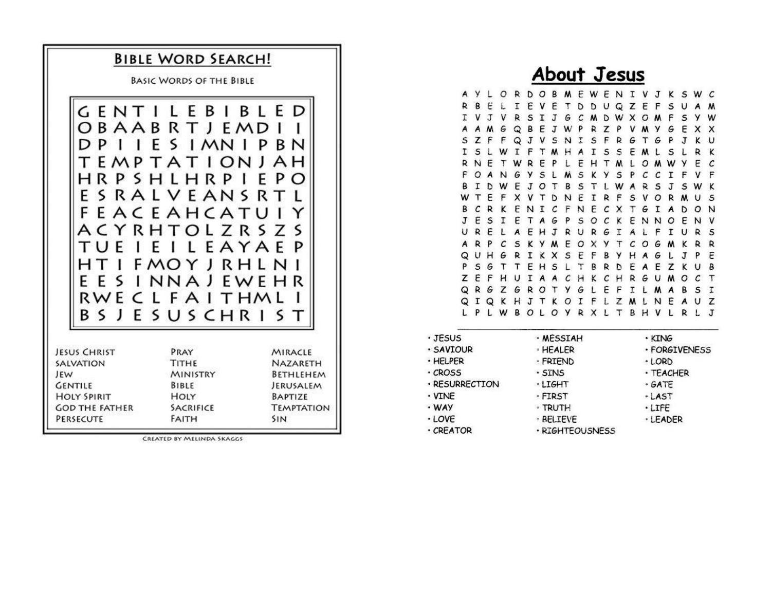## Bible Word Search!

Basic Words of the Bible

```
G E N T I L E B I B L E D
O B A A B R T J E M D I I
D P I I E S I M N I P B N
T E M P T A T I O N J A H
H R P S H L H R P I E P O
E S R A L V E A N S R T L
F E A C E A H C A T U I Y
A C Y R H T O L Z R S Z S
T U E I E I L E A Y A E P
H T I F M O Y J R H L N I
E E S I N N A J E W E H R
R W E C L F A I T H M L I
B S J E S U S C H R I S T
```

| | | |
|---|---|---|
| Jesus Christ | Pray | Miracle |
| Salvation | Tithe | Nazareth |
| Jew | Ministry | Bethlehem |
| Gentile | Bible | Jerusalem |
| Holy Spirit | Holy | Baptize |
| God the Father | Sacrifice | Temptation |
| Persecute | Faith | Sin |

Created by Melinda Skaggs

## About Jesus

```
A Y L O R D O B M E W E N I V J K S W C
R B E L I E V E T D D U Q Z E F S U A M
I V J V R S I J G C M D W X O M F S Y W
A A M G Q B E J W P R Z P V M Y G E X X
S Z F F Q J V S N I S F R G T G P J K U
I S L W I F T M H A I S S E M L S L R K
R N E T W R E P L E H T M L O M W Y E C
F O A N G Y S L M S K Y S P C C I F V F
B I D W E J O T B S T L W A R S J S W K
W T E F X V T D N E I R F S V O R M U S
B C R K E N I C F N E C X T G I A D O N
J E S I E T A G P S O C K E N N O E N V
U R E L A E H J R U R G I A L F I U R S
A R P C S K Y M E O X Y T C O G M K R R
Q U H G R I K X S E F B Y H A G L J P E
P S G T T E H S L T B R D E A E Z K U B
Z E F H U I A A C H K C H R G U M O C T
Q R G Z G R O T Y G L E F I L M A B S I
Q I Q K H J T K O I F L Z M L N E A U Z
L P L W B O L O Y R X L T B H V L R L J
```

| | | |
|---|---|---|
| • JESUS | • MESSIAH | • KING |
| • SAVIOUR | • HEALER | • FORGIVENESS |
| • HELPER | • FRIEND | • LORD |
| • CROSS | • SINS | • TEACHER |
| • RESURRECTION | • LIGHT | • GATE |
| • VINE | • FIRST | • LAST |
| • WAY | • TRUTH | • LIFE |
| • LOVE | • BELIEVE | • LEADER |
| • CREATOR | • RIGHTEOUSNESS | |